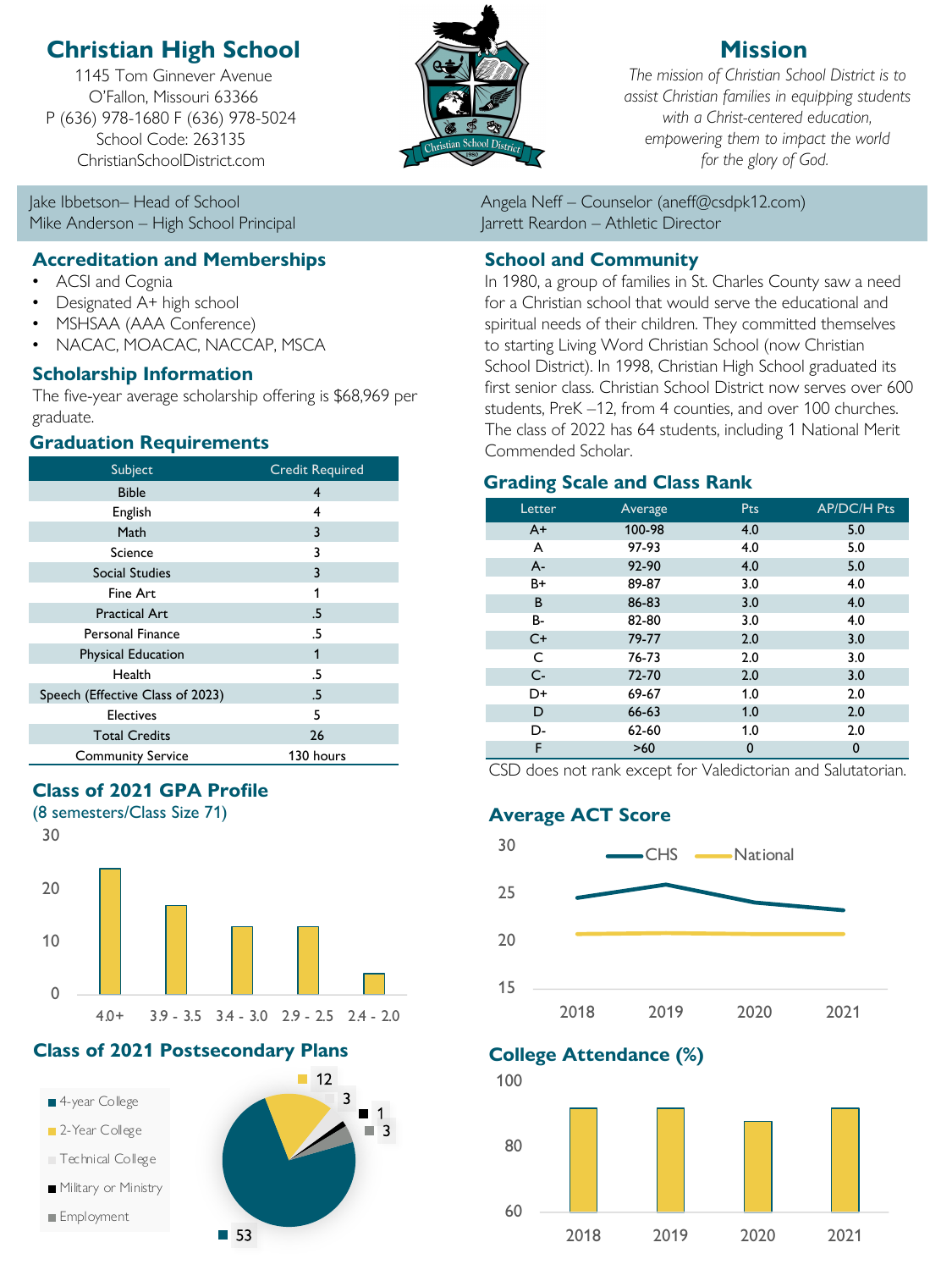# Christian High School

1145 Tom Ginnever Avenue
O'Fallon, Missouri 63366
P (636) 978-1680 F (636) 978-5024
School Code: 263135
ChristianSchoolDistrict.com

## Mission

*The mission of Christian School District is to assist Christian families in equipping students with a Christ-centered education, empowering them to impact the world for the glory of God.*

Jake Ibbetson– Head of School
Mike Anderson – High School Principal
Angela Neff – Counselor (aneff@csdpk12.com)
Jarrett Reardon – Athletic Director

## Accreditation and Memberships

- ACSI and Cognia
- Designated A+ high school
- MSHSAA (AAA Conference)
- NACAC, MOACAC, NACCAP, MSCA

## Scholarship Information

The five-year average scholarship offering is $68,969 per graduate.

## Graduation Requirements

| Subject | Credit Required |
|---|---|
| Bible | 4 |
| English | 4 |
| Math | 3 |
| Science | 3 |
| Social Studies | 3 |
| Fine Art | 1 |
| Practical Art | .5 |
| Personal Finance | .5 |
| Physical Education | 1 |
| Health | .5 |
| Speech (Effective Class of 2023) | .5 |
| Electives | 5 |
| Total Credits | 26 |
| Community Service | 130 hours |

## School and Community

In 1980, a group of families in St. Charles County saw a need for a Christian school that would serve the educational and spiritual needs of their children. They committed themselves to starting Living Word Christian School (now Christian School District). In 1998, Christian High School graduated its first senior class. Christian School District now serves over 600 students, PreK –12, from 4 counties, and over 100 churches. The class of 2022 has 64 students, including 1 National Merit Commended Scholar.

## Grading Scale and Class Rank

| Letter | Average | Pts | AP/DC/H Pts |
|---|---|---|---|
| A+ | 100-98 | 4.0 | 5.0 |
| A | 97-93 | 4.0 | 5.0 |
| A- | 92-90 | 4.0 | 5.0 |
| B+ | 89-87 | 3.0 | 4.0 |
| B | 86-83 | 3.0 | 4.0 |
| B- | 82-80 | 3.0 | 4.0 |
| C+ | 79-77 | 2.0 | 3.0 |
| C | 76-73 | 2.0 | 3.0 |
| C- | 72-70 | 2.0 | 3.0 |
| D+ | 69-67 | 1.0 | 2.0 |
| D | 66-63 | 1.0 | 2.0 |
| D- | 62-60 | 1.0 | 2.0 |
| F | >60 | 0 | 0 |

CSD does not rank except for Valedictorian and Salutatorian.

## Class of 2021 GPA Profile

(8 semesters/Class Size 71)

| GPA | Students (approx.) |
|---|---|
| 4.0+ | 24 |
| 3.9 - 3.5 | 17 |
| 3.4 - 3.0 | 13 |
| 2.9 - 2.5 | 13 |
| 2.4 - 2.0 | 4 |

## Average ACT Score

| Year | CHS | National |
|---|---|---|
| 2018 | ~24.5 | ~21 |
| 2019 | ~26 | ~21 |
| 2020 | ~24 | ~21 |
| 2021 | ~23 | ~21 |

## Class of 2021 Postsecondary Plans

| Plan | Students |
|---|---|
| 4-year College | 53 |
| 2-Year College | 12 |
| Technical College | 3 |
| Military or Ministry | 1 |
| Employment | 3 |

## College Attendance (%)

| Year | % (approx.) |
|---|---|
| 2018 | ~92 |
| 2019 | ~92 |
| 2020 | ~88 |
| 2021 | ~92 |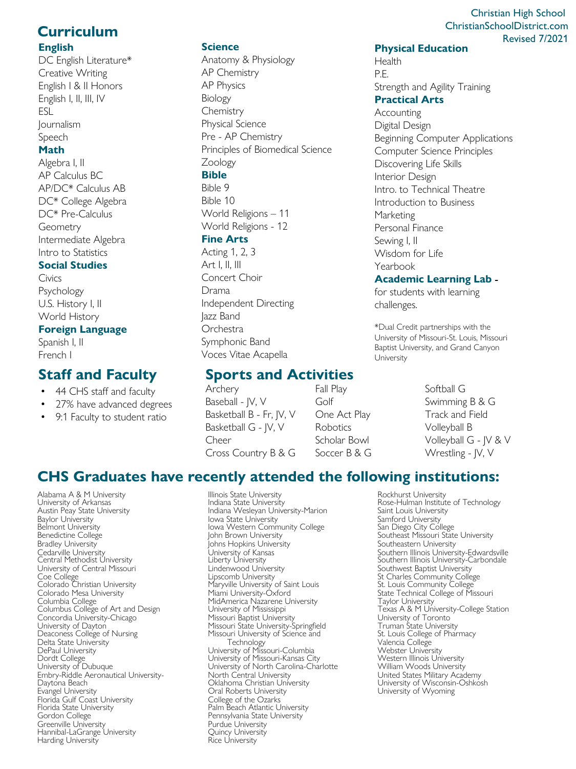Christian High School
ChristianSchoolDistrict.com
Revised 7/2021

# Curriculum

### English
DC English Literature*
Creative Writing
English I & II Honors
English I, II, III, IV
ESL
Journalism
Speech

### Math
Algebra I, II
AP Calculus BC
AP/DC* Calculus AB
DC* College Algebra
DC* Pre-Calculus
Geometry
Intermediate Algebra
Intro to Statistics

### Social Studies
Civics
Psychology
U.S. History I, II
World History

### Foreign Language
Spanish I, II
French I

### Science
Anatomy & Physiology
AP Chemistry
AP Physics
Biology
Chemistry
Physical Science
Pre - AP Chemistry
Principles of Biomedical Science
Zoology

### Bible
Bible 9
Bible 10
World Religions – 11
World Religions - 12

### Fine Arts
Acting 1, 2, 3
Art I, II, III
Concert Choir
Drama
Independent Directing
Jazz Band
Orchestra
Symphonic Band
Voces Vitae Acapella

### Physical Education
Health
P.E.
Strength and Agility Training

### Practical Arts
Accounting
Digital Design
Beginning Computer Applications
Computer Science Principles
Discovering Life Skills
Interior Design
Intro. to Technical Theatre
Introduction to Business
Marketing
Personal Finance
Sewing I, II
Wisdom for Life
Yearbook

### Academic Learning Lab -
for students with learning challenges.

*Dual Credit partnerships with the University of Missouri-St. Louis, Missouri Baptist University, and Grand Canyon University

## Staff and Faculty

- 44 CHS staff and faculty
- 27% have advanced degrees
- 9:1 Faculty to student ratio

## Sports and Activities

Archery
Baseball - JV, V
Basketball B - Fr, JV, V
Basketball G - JV, V
Cheer
Cross Country B & G
Fall Play
Golf
One Act Play
Robotics
Scholar Bowl
Soccer B & G
Softball G
Swimming B & G
Track and Field
Volleyball B
Volleyball G - JV & V
Wrestling - JV, V

## CHS Graduates have recently attended the following institutions:

Alabama A & M University
University of Arkansas
Austin Peay State University
Baylor University
Belmont University
Benedictine College
Bradley University
Cedarville University
Central Methodist University
University of Central Missouri
Coe College
Colorado Christian University
Colorado Mesa University
Columbia College
Columbus College of Art and Design
Concordia University-Chicago
University of Dayton
Deaconess College of Nursing
Delta State University
DePaul University
Dordt College
University of Dubuque
Embry-Riddle Aeronautical University-Daytona Beach
Evangel University
Florida Gulf Coast University
Florida State University
Gordon College
Greenville University
Hannibal-LaGrange University
Harding University
Illinois State University
Indiana State University
Indiana Wesleyan University-Marion
Iowa State University
Iowa Western Community College
John Brown University
Johns Hopkins University
University of Kansas
Liberty University
Lindenwood University
Lipscomb University
Maryville University of Saint Louis
Miami University-Oxford
MidAmerica Nazarene University
University of Mississippi
Missouri Baptist University
Missouri State University-Springfield
Missouri University of Science and Technology
University of Missouri-Columbia
University of Missouri-Kansas City
University of North Carolina-Charlotte
North Central University
Oklahoma Christian University
Oral Roberts University
College of the Ozarks
Palm Beach Atlantic University
Pennsylvania State University
Purdue University
Quincy University
Rice University
Rockhurst University
Rose-Hulman Institute of Technology
Saint Louis University
Samford University
San Diego City College
Southeast Missouri State University
Southeastern University
Southern Illinois University-Edwardsville
Southern Illinois University-Carbondale
Southwest Baptist University
St Charles Community College
St. Louis Community College
State Technical College of Missouri
Taylor University
Texas A & M University-College Station
University of Toronto
Truman State University
St. Louis College of Pharmacy
Valencia College
Webster University
Western Illinois University
William Woods University
United States Military Academy
University of Wisconsin-Oshkosh
University of Wyoming